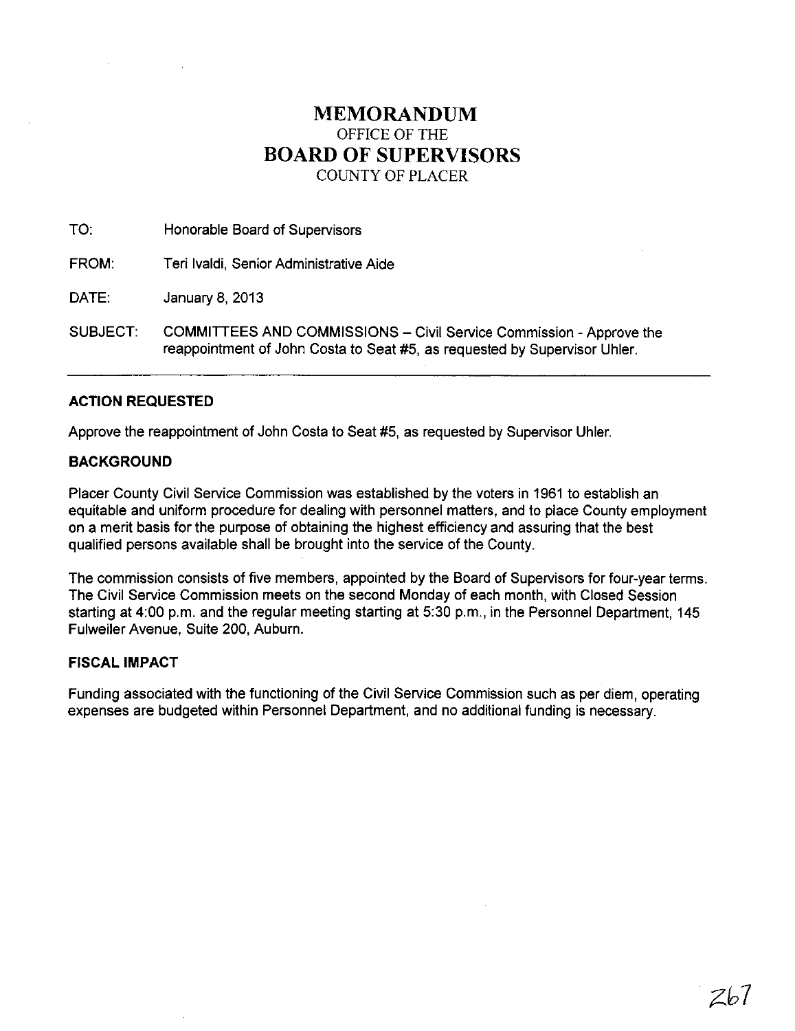# MEMORANDUM
OFFICE OF THE
# BOARD OF SUPERVISORS
COUNTY OF PLACER

TO: Honorable Board of Supervisors

FROM: Teri Ivaldi, Senior Administrative Aide

DATE: January 8, 2013

SUBJECT: COMMITTEES AND COMMISSIONS – Civil Service Commission - Approve the reappointment of John Costa to Seat #5, as requested by Supervisor Uhler.

---

### ACTION REQUESTED

Approve the reappointment of John Costa to Seat #5, as requested by Supervisor Uhler.

### BACKGROUND

Placer County Civil Service Commission was established by the voters in 1961 to establish an equitable and uniform procedure for dealing with personnel matters, and to place County employment on a merit basis for the purpose of obtaining the highest efficiency and assuring that the best qualified persons available shall be brought into the service of the County.

The commission consists of five members, appointed by the Board of Supervisors for four-year terms. The Civil Service Commission meets on the second Monday of each month, with Closed Session starting at 4:00 p.m. and the regular meeting starting at 5:30 p.m., in the Personnel Department, 145 Fulweiler Avenue, Suite 200, Auburn.

### FISCAL IMPACT

Funding associated with the functioning of the Civil Service Commission such as per diem, operating expenses are budgeted within Personnel Department, and no additional funding is necessary.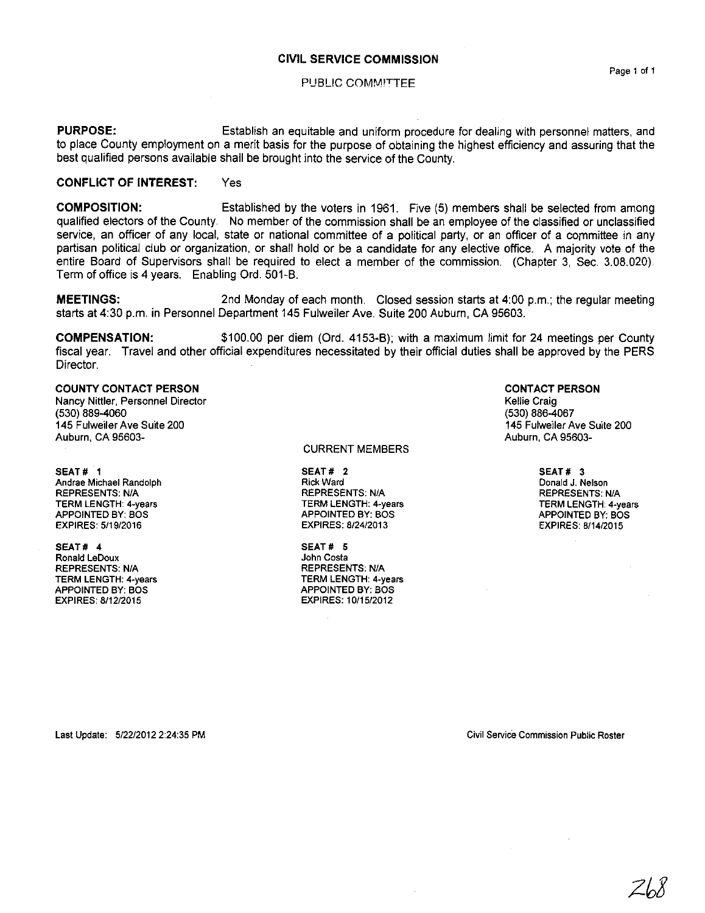# CIVIL SERVICE COMMISSION

PUBLIC COMMITTEE

**PURPOSE:** Establish an equitable and uniform procedure for dealing with personnel matters, and to place County employment on a merit basis for the purpose of obtaining the highest efficiency and assuring that the best qualified persons available shall be brought into the service of the County.

**CONFLICT OF INTEREST:** Yes

**COMPOSITION:** Established by the voters in 1961. Five (5) members shall be selected from among qualified electors of the County. No member of the commission shall be an employee of the classified or unclassified service, an officer of any local, state or national committee of a political party, or an officer of a committee in any partisan political club or organization, or shall hold or be a candidate for any elective office. A majority vote of the entire Board of Supervisors shall be required to elect a member of the commission. (Chapter 3, Sec. 3.08.020). Term of office is 4 years. Enabling Ord. 501-B.

**MEETINGS:** 2nd Monday of each month. Closed session starts at 4:00 p.m.; the regular meeting starts at 4:30 p.m. in Personnel Department 145 Fulweiler Ave. Suite 200 Auburn, CA 95603.

**COMPENSATION:** $100.00 per diem (Ord. 4153-B); with a maximum limit for 24 meetings per County fiscal year. Travel and other official expenditures necessitated by their official duties shall be approved by the PERS Director.

**COUNTY CONTACT PERSON**
Nancy Nittler, Personnel Director
(530) 889-4060
145 Fulweiler Ave Suite 200
Auburn, CA 95603-

**CONTACT PERSON**
Kellie Craig
(530) 886-4067
145 Fulweiler Ave Suite 200
Auburn, CA 95603-

## CURRENT MEMBERS

**SEAT # 1**
Andrae Michael Randolph
REPRESENTS: N/A
TERM LENGTH: 4-years
APPOINTED BY: BOS
EXPIRES: 5/19/2016

**SEAT # 2**
Rick Ward
REPRESENTS: N/A
TERM LENGTH: 4-years
APPOINTED BY: BOS
EXPIRES: 8/24/2013

**SEAT # 3**
Donald J. Nelson
REPRESENTS: N/A
TERM LENGTH: 4-years
APPOINTED BY: BOS
EXPIRES: 8/14/2015

**SEAT # 4**
Ronald LeDoux
REPRESENTS: N/A
TERM LENGTH: 4-years
APPOINTED BY: BOS
EXPIRES: 8/12/2015

**SEAT # 5**
John Costa
REPRESENTS: N/A
TERM LENGTH: 4-years
APPOINTED BY: BOS
EXPIRES: 10/15/2012

Last Update: 5/22/2012 2:24:35 PM

Civil Service Commission Public Roster